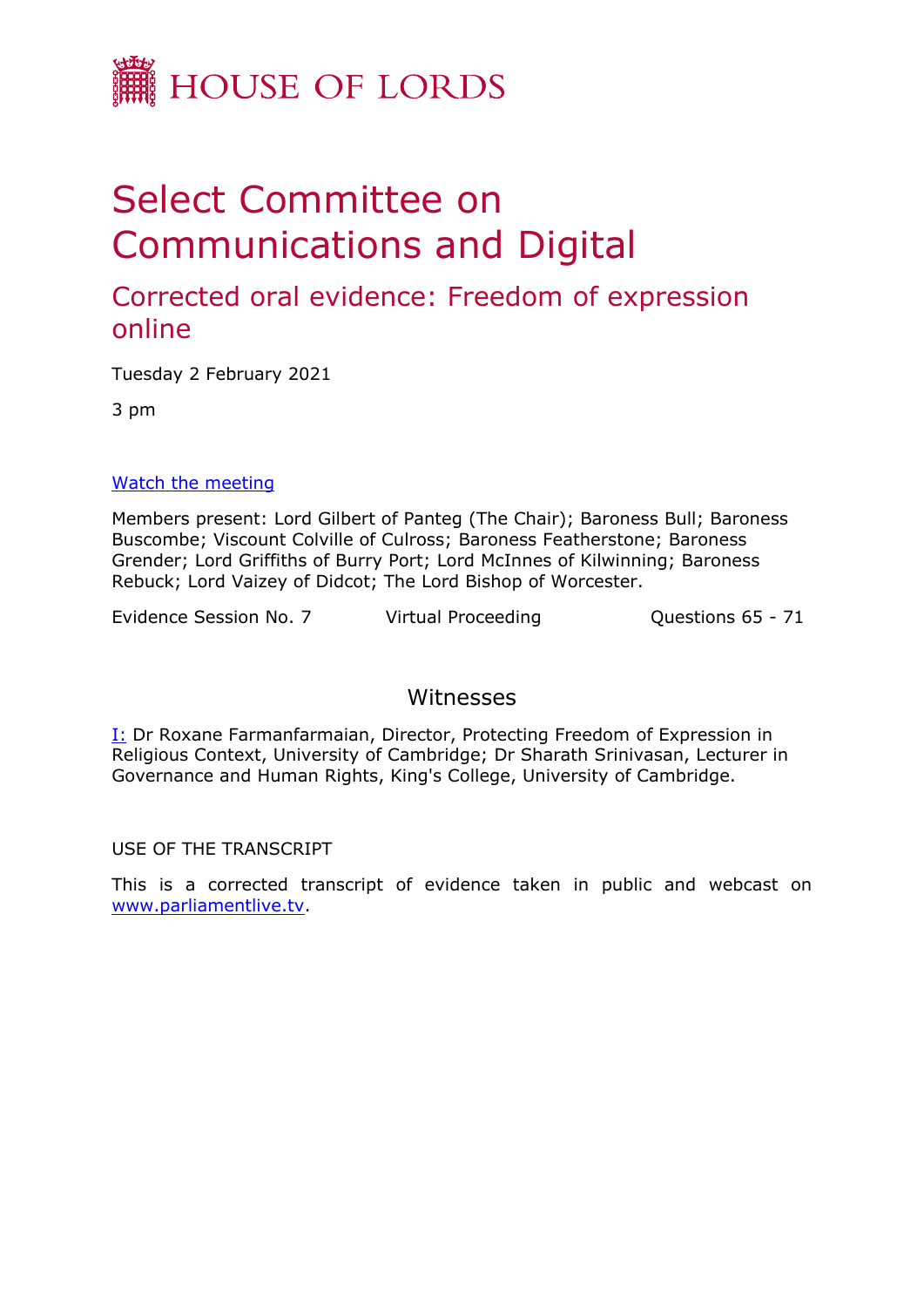HOUSE OF LORDS

# Select Committee on Communications and Digital

## Corrected oral evidence: Freedom of expression online

Tuesday 2 February 2021

3 pm

[Watch the meeting](#)

Members present: Lord Gilbert of Panteg (The Chair); Baroness Bull; Baroness Buscombe; Viscount Colville of Culross; Baroness Featherstone; Baroness Grender; Lord Griffiths of Burry Port; Lord McInnes of Kilwinning; Baroness Rebuck; Lord Vaizey of Didcot; The Lord Bishop of Worcester.

Evidence Session No. 7 Virtual Proceeding Questions 65 - 71

### Witnesses

I: Dr Roxane Farmanfarmaian, Director, Protecting Freedom of Expression in Religious Context, University of Cambridge; Dr Sharath Srinivasan, Lecturer in Governance and Human Rights, King's College, University of Cambridge.

USE OF THE TRANSCRIPT

This is a corrected transcript of evidence taken in public and webcast on www.parliamentlive.tv.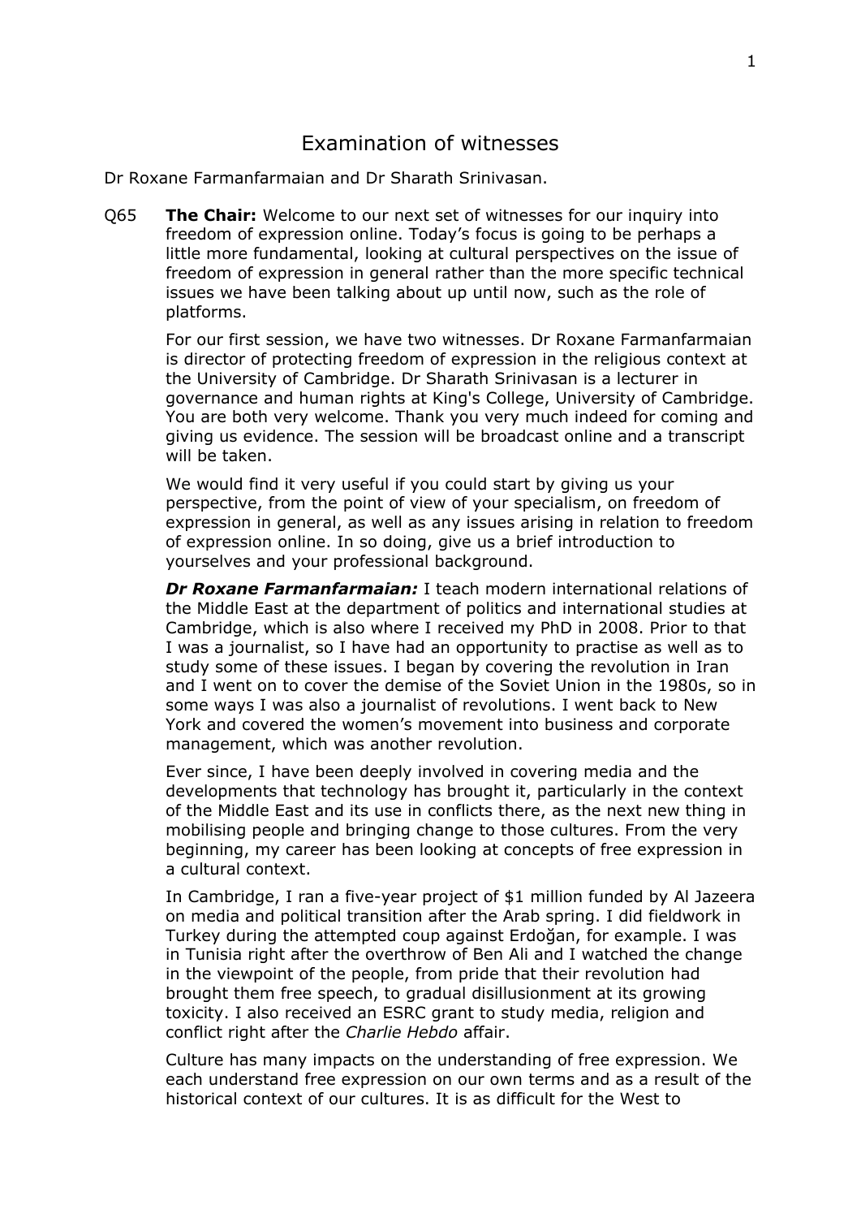# Examination of witnesses

Dr Roxane Farmanfarmaian and Dr Sharath Srinivasan.

Q65 **The Chair:** Welcome to our next set of witnesses for our inquiry into freedom of expression online. Today's focus is going to be perhaps a little more fundamental, looking at cultural perspectives on the issue of freedom of expression in general rather than the more specific technical issues we have been talking about up until now, such as the role of platforms.

For our first session, we have two witnesses. Dr Roxane Farmanfarmaian is director of protecting freedom of expression in the religious context at the University of Cambridge. Dr Sharath Srinivasan is a lecturer in governance and human rights at King's College, University of Cambridge. You are both very welcome. Thank you very much indeed for coming and giving us evidence. The session will be broadcast online and a transcript will be taken.

We would find it very useful if you could start by giving us your perspective, from the point of view of your specialism, on freedom of expression in general, as well as any issues arising in relation to freedom of expression online. In so doing, give us a brief introduction to yourselves and your professional background.

***Dr Roxane Farmanfarmaian:*** I teach modern international relations of the Middle East at the department of politics and international studies at Cambridge, which is also where I received my PhD in 2008. Prior to that I was a journalist, so I have had an opportunity to practise as well as to study some of these issues. I began by covering the revolution in Iran and I went on to cover the demise of the Soviet Union in the 1980s, so in some ways I was also a journalist of revolutions. I went back to New York and covered the women's movement into business and corporate management, which was another revolution.

Ever since, I have been deeply involved in covering media and the developments that technology has brought it, particularly in the context of the Middle East and its use in conflicts there, as the next new thing in mobilising people and bringing change to those cultures. From the very beginning, my career has been looking at concepts of free expression in a cultural context.

In Cambridge, I ran a five-year project of $1 million funded by Al Jazeera on media and political transition after the Arab spring. I did fieldwork in Turkey during the attempted coup against Erdoğan, for example. I was in Tunisia right after the overthrow of Ben Ali and I watched the change in the viewpoint of the people, from pride that their revolution had brought them free speech, to gradual disillusionment at its growing toxicity. I also received an ESRC grant to study media, religion and conflict right after the *Charlie Hebdo* affair.

Culture has many impacts on the understanding of free expression. We each understand free expression on our own terms and as a result of the historical context of our cultures. It is as difficult for the West to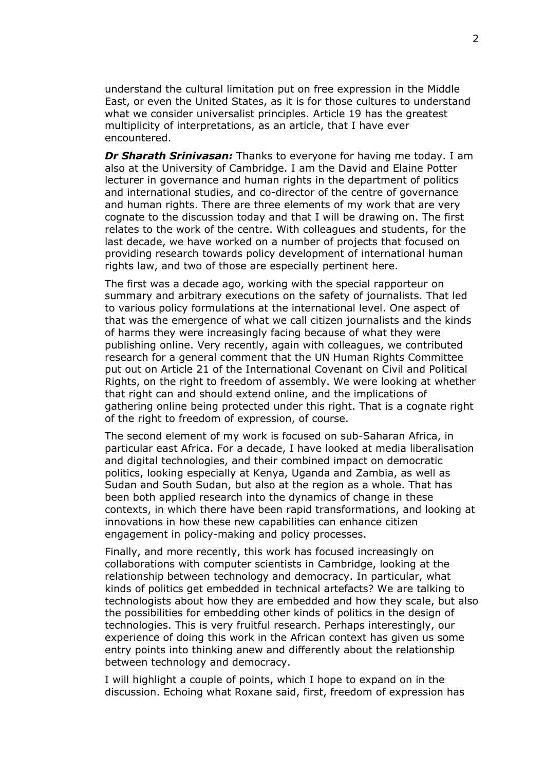understand the cultural limitation put on free expression in the Middle East, or even the United States, as it is for those cultures to understand what we consider universalist principles. Article 19 has the greatest multiplicity of interpretations, as an article, that I have ever encountered.

***Dr Sharath Srinivasan:*** Thanks to everyone for having me today. I am also at the University of Cambridge. I am the David and Elaine Potter lecturer in governance and human rights in the department of politics and international studies, and co-director of the centre of governance and human rights. There are three elements of my work that are very cognate to the discussion today and that I will be drawing on. The first relates to the work of the centre. With colleagues and students, for the last decade, we have worked on a number of projects that focused on providing research towards policy development of international human rights law, and two of those are especially pertinent here.

The first was a decade ago, working with the special rapporteur on summary and arbitrary executions on the safety of journalists. That led to various policy formulations at the international level. One aspect of that was the emergence of what we call citizen journalists and the kinds of harms they were increasingly facing because of what they were publishing online. Very recently, again with colleagues, we contributed research for a general comment that the UN Human Rights Committee put out on Article 21 of the International Covenant on Civil and Political Rights, on the right to freedom of assembly. We were looking at whether that right can and should extend online, and the implications of gathering online being protected under this right. That is a cognate right of the right to freedom of expression, of course.

The second element of my work is focused on sub-Saharan Africa, in particular east Africa. For a decade, I have looked at media liberalisation and digital technologies, and their combined impact on democratic politics, looking especially at Kenya, Uganda and Zambia, as well as Sudan and South Sudan, but also at the region as a whole. That has been both applied research into the dynamics of change in these contexts, in which there have been rapid transformations, and looking at innovations in how these new capabilities can enhance citizen engagement in policy-making and policy processes.

Finally, and more recently, this work has focused increasingly on collaborations with computer scientists in Cambridge, looking at the relationship between technology and democracy. In particular, what kinds of politics get embedded in technical artefacts? We are talking to technologists about how they are embedded and how they scale, but also the possibilities for embedding other kinds of politics in the design of technologies. This is very fruitful research. Perhaps interestingly, our experience of doing this work in the African context has given us some entry points into thinking anew and differently about the relationship between technology and democracy.

I will highlight a couple of points, which I hope to expand on in the discussion. Echoing what Roxane said, first, freedom of expression has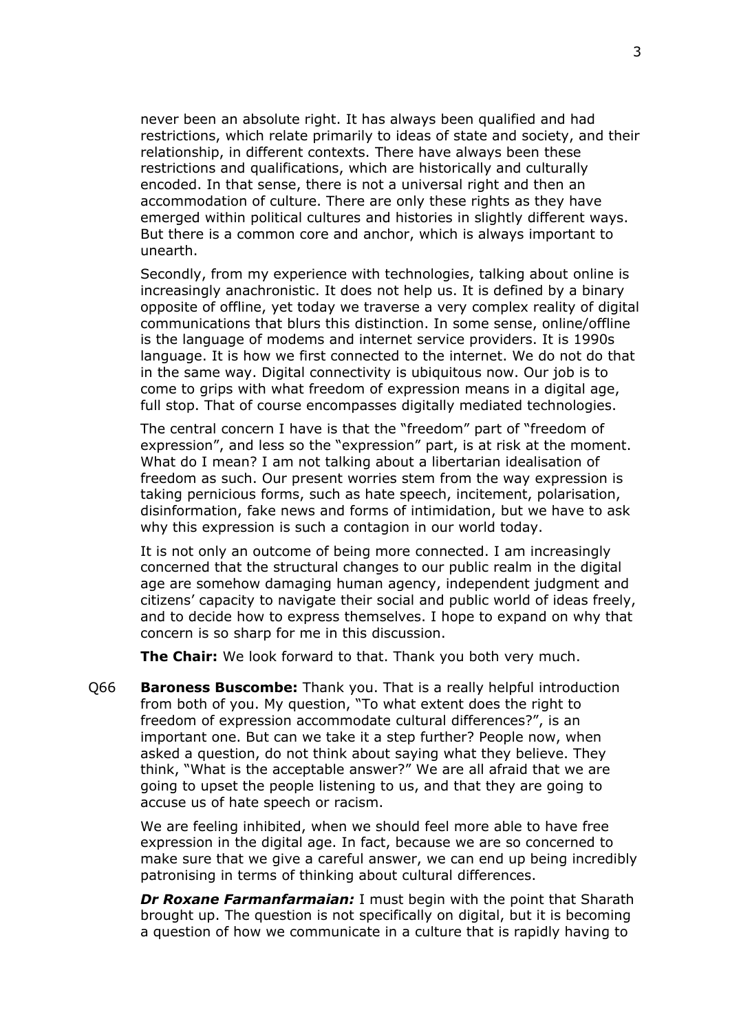never been an absolute right. It has always been qualified and had restrictions, which relate primarily to ideas of state and society, and their relationship, in different contexts. There have always been these restrictions and qualifications, which are historically and culturally encoded. In that sense, there is not a universal right and then an accommodation of culture. There are only these rights as they have emerged within political cultures and histories in slightly different ways. But there is a common core and anchor, which is always important to unearth.

Secondly, from my experience with technologies, talking about online is increasingly anachronistic. It does not help us. It is defined by a binary opposite of offline, yet today we traverse a very complex reality of digital communications that blurs this distinction. In some sense, online/offline is the language of modems and internet service providers. It is 1990s language. It is how we first connected to the internet. We do not do that in the same way. Digital connectivity is ubiquitous now. Our job is to come to grips with what freedom of expression means in a digital age, full stop. That of course encompasses digitally mediated technologies.

The central concern I have is that the "freedom" part of "freedom of expression", and less so the "expression" part, is at risk at the moment. What do I mean? I am not talking about a libertarian idealisation of freedom as such. Our present worries stem from the way expression is taking pernicious forms, such as hate speech, incitement, polarisation, disinformation, fake news and forms of intimidation, but we have to ask why this expression is such a contagion in our world today.

It is not only an outcome of being more connected. I am increasingly concerned that the structural changes to our public realm in the digital age are somehow damaging human agency, independent judgment and citizens' capacity to navigate their social and public world of ideas freely, and to decide how to express themselves. I hope to expand on why that concern is so sharp for me in this discussion.

**The Chair:** We look forward to that. Thank you both very much.

Q66 **Baroness Buscombe:** Thank you. That is a really helpful introduction from both of you. My question, "To what extent does the right to freedom of expression accommodate cultural differences?", is an important one. But can we take it a step further? People now, when asked a question, do not think about saying what they believe. They think, "What is the acceptable answer?" We are all afraid that we are going to upset the people listening to us, and that they are going to accuse us of hate speech or racism.

We are feeling inhibited, when we should feel more able to have free expression in the digital age. In fact, because we are so concerned to make sure that we give a careful answer, we can end up being incredibly patronising in terms of thinking about cultural differences.

***Dr Roxane Farmanfarmaian:*** I must begin with the point that Sharath brought up. The question is not specifically on digital, but it is becoming a question of how we communicate in a culture that is rapidly having to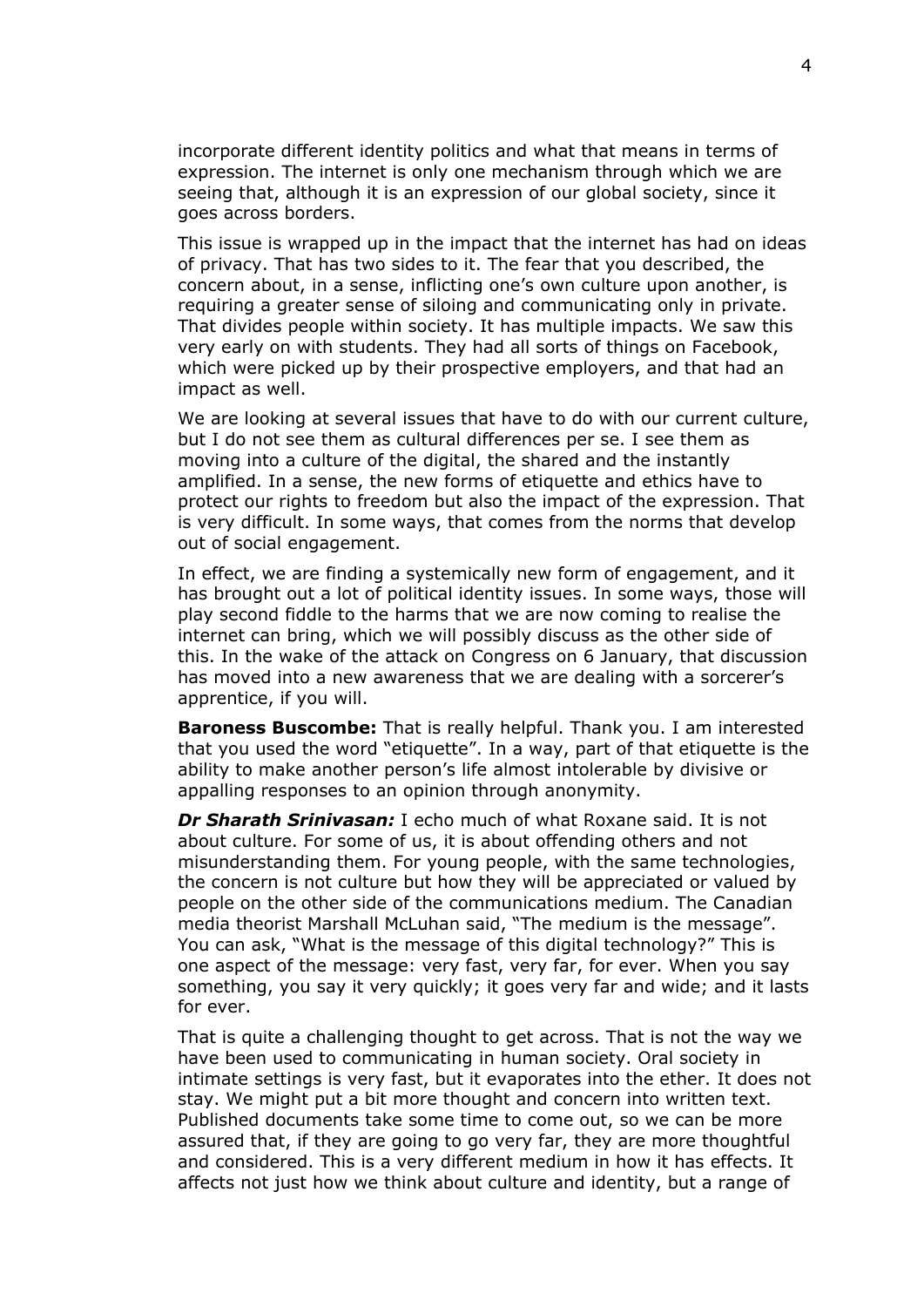incorporate different identity politics and what that means in terms of expression. The internet is only one mechanism through which we are seeing that, although it is an expression of our global society, since it goes across borders.

This issue is wrapped up in the impact that the internet has had on ideas of privacy. That has two sides to it. The fear that you described, the concern about, in a sense, inflicting one's own culture upon another, is requiring a greater sense of siloing and communicating only in private. That divides people within society. It has multiple impacts. We saw this very early on with students. They had all sorts of things on Facebook, which were picked up by their prospective employers, and that had an impact as well.

We are looking at several issues that have to do with our current culture, but I do not see them as cultural differences per se. I see them as moving into a culture of the digital, the shared and the instantly amplified. In a sense, the new forms of etiquette and ethics have to protect our rights to freedom but also the impact of the expression. That is very difficult. In some ways, that comes from the norms that develop out of social engagement.

In effect, we are finding a systemically new form of engagement, and it has brought out a lot of political identity issues. In some ways, those will play second fiddle to the harms that we are now coming to realise the internet can bring, which we will possibly discuss as the other side of this. In the wake of the attack on Congress on 6 January, that discussion has moved into a new awareness that we are dealing with a sorcerer's apprentice, if you will.

**Baroness Buscombe:** That is really helpful. Thank you. I am interested that you used the word "etiquette". In a way, part of that etiquette is the ability to make another person's life almost intolerable by divisive or appalling responses to an opinion through anonymity.

***Dr Sharath Srinivasan:*** I echo much of what Roxane said. It is not about culture. For some of us, it is about offending others and not misunderstanding them. For young people, with the same technologies, the concern is not culture but how they will be appreciated or valued by people on the other side of the communications medium. The Canadian media theorist Marshall McLuhan said, "The medium is the message". You can ask, "What is the message of this digital technology?" This is one aspect of the message: very fast, very far, for ever. When you say something, you say it very quickly; it goes very far and wide; and it lasts for ever.

That is quite a challenging thought to get across. That is not the way we have been used to communicating in human society. Oral society in intimate settings is very fast, but it evaporates into the ether. It does not stay. We might put a bit more thought and concern into written text. Published documents take some time to come out, so we can be more assured that, if they are going to go very far, they are more thoughtful and considered. This is a very different medium in how it has effects. It affects not just how we think about culture and identity, but a range of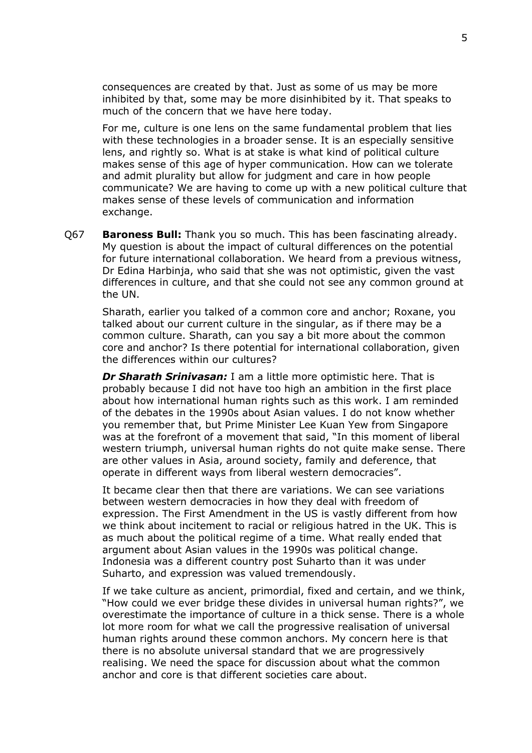consequences are created by that. Just as some of us may be more inhibited by that, some may be more disinhibited by it. That speaks to much of the concern that we have here today.

For me, culture is one lens on the same fundamental problem that lies with these technologies in a broader sense. It is an especially sensitive lens, and rightly so. What is at stake is what kind of political culture makes sense of this age of hyper communication. How can we tolerate and admit plurality but allow for judgment and care in how people communicate? We are having to come up with a new political culture that makes sense of these levels of communication and information exchange.

Q67 **Baroness Bull:** Thank you so much. This has been fascinating already. My question is about the impact of cultural differences on the potential for future international collaboration. We heard from a previous witness, Dr Edina Harbinja, who said that she was not optimistic, given the vast differences in culture, and that she could not see any common ground at the UN.

Sharath, earlier you talked of a common core and anchor; Roxane, you talked about our current culture in the singular, as if there may be a common culture. Sharath, can you say a bit more about the common core and anchor? Is there potential for international collaboration, given the differences within our cultures?

***Dr Sharath Srinivasan:*** I am a little more optimistic here. That is probably because I did not have too high an ambition in the first place about how international human rights such as this work. I am reminded of the debates in the 1990s about Asian values. I do not know whether you remember that, but Prime Minister Lee Kuan Yew from Singapore was at the forefront of a movement that said, "In this moment of liberal western triumph, universal human rights do not quite make sense. There are other values in Asia, around society, family and deference, that operate in different ways from liberal western democracies".

It became clear then that there are variations. We can see variations between western democracies in how they deal with freedom of expression. The First Amendment in the US is vastly different from how we think about incitement to racial or religious hatred in the UK. This is as much about the political regime of a time. What really ended that argument about Asian values in the 1990s was political change. Indonesia was a different country post Suharto than it was under Suharto, and expression was valued tremendously.

If we take culture as ancient, primordial, fixed and certain, and we think, "How could we ever bridge these divides in universal human rights?", we overestimate the importance of culture in a thick sense. There is a whole lot more room for what we call the progressive realisation of universal human rights around these common anchors. My concern here is that there is no absolute universal standard that we are progressively realising. We need the space for discussion about what the common anchor and core is that different societies care about.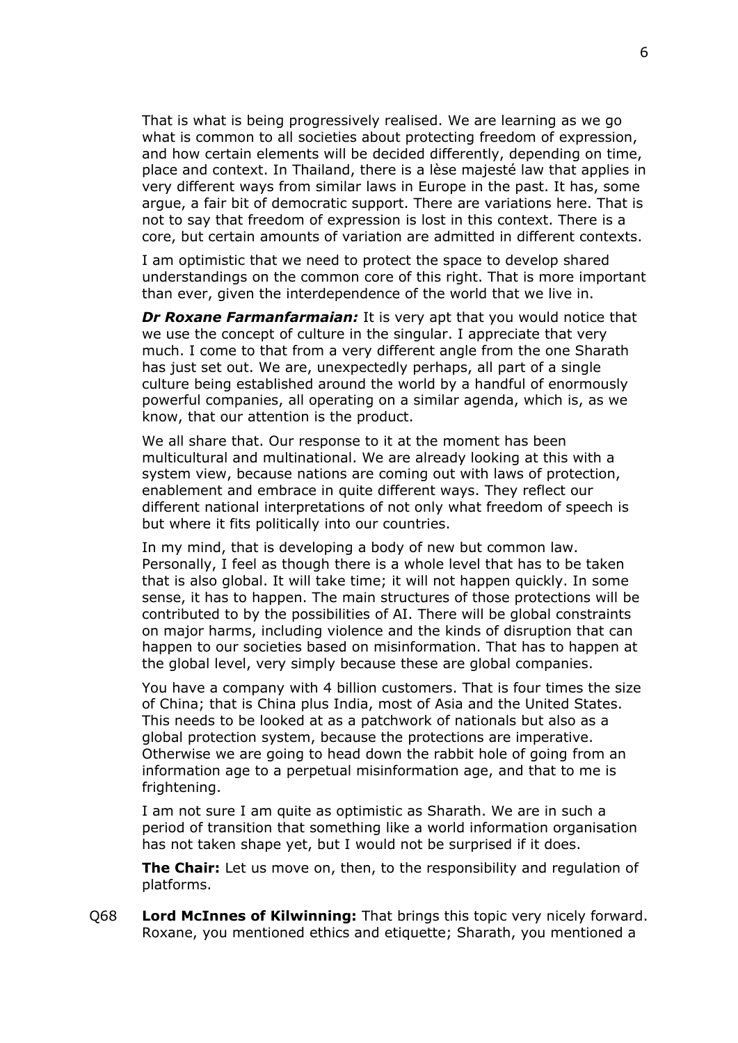That is what is being progressively realised. We are learning as we go what is common to all societies about protecting freedom of expression, and how certain elements will be decided differently, depending on time, place and context. In Thailand, there is a lèse majesté law that applies in very different ways from similar laws in Europe in the past. It has, some argue, a fair bit of democratic support. There are variations here. That is not to say that freedom of expression is lost in this context. There is a core, but certain amounts of variation are admitted in different contexts.

I am optimistic that we need to protect the space to develop shared understandings on the common core of this right. That is more important than ever, given the interdependence of the world that we live in.

***Dr Roxane Farmanfarmaian:*** It is very apt that you would notice that we use the concept of culture in the singular. I appreciate that very much. I come to that from a very different angle from the one Sharath has just set out. We are, unexpectedly perhaps, all part of a single culture being established around the world by a handful of enormously powerful companies, all operating on a similar agenda, which is, as we know, that our attention is the product.

We all share that. Our response to it at the moment has been multicultural and multinational. We are already looking at this with a system view, because nations are coming out with laws of protection, enablement and embrace in quite different ways. They reflect our different national interpretations of not only what freedom of speech is but where it fits politically into our countries.

In my mind, that is developing a body of new but common law. Personally, I feel as though there is a whole level that has to be taken that is also global. It will take time; it will not happen quickly. In some sense, it has to happen. The main structures of those protections will be contributed to by the possibilities of AI. There will be global constraints on major harms, including violence and the kinds of disruption that can happen to our societies based on misinformation. That has to happen at the global level, very simply because these are global companies.

You have a company with 4 billion customers. That is four times the size of China; that is China plus India, most of Asia and the United States. This needs to be looked at as a patchwork of nationals but also as a global protection system, because the protections are imperative. Otherwise we are going to head down the rabbit hole of going from an information age to a perpetual misinformation age, and that to me is frightening.

I am not sure I am quite as optimistic as Sharath. We are in such a period of transition that something like a world information organisation has not taken shape yet, but I would not be surprised if it does.

**The Chair:** Let us move on, then, to the responsibility and regulation of platforms.

Q68 **Lord McInnes of Kilwinning:** That brings this topic very nicely forward. Roxane, you mentioned ethics and etiquette; Sharath, you mentioned a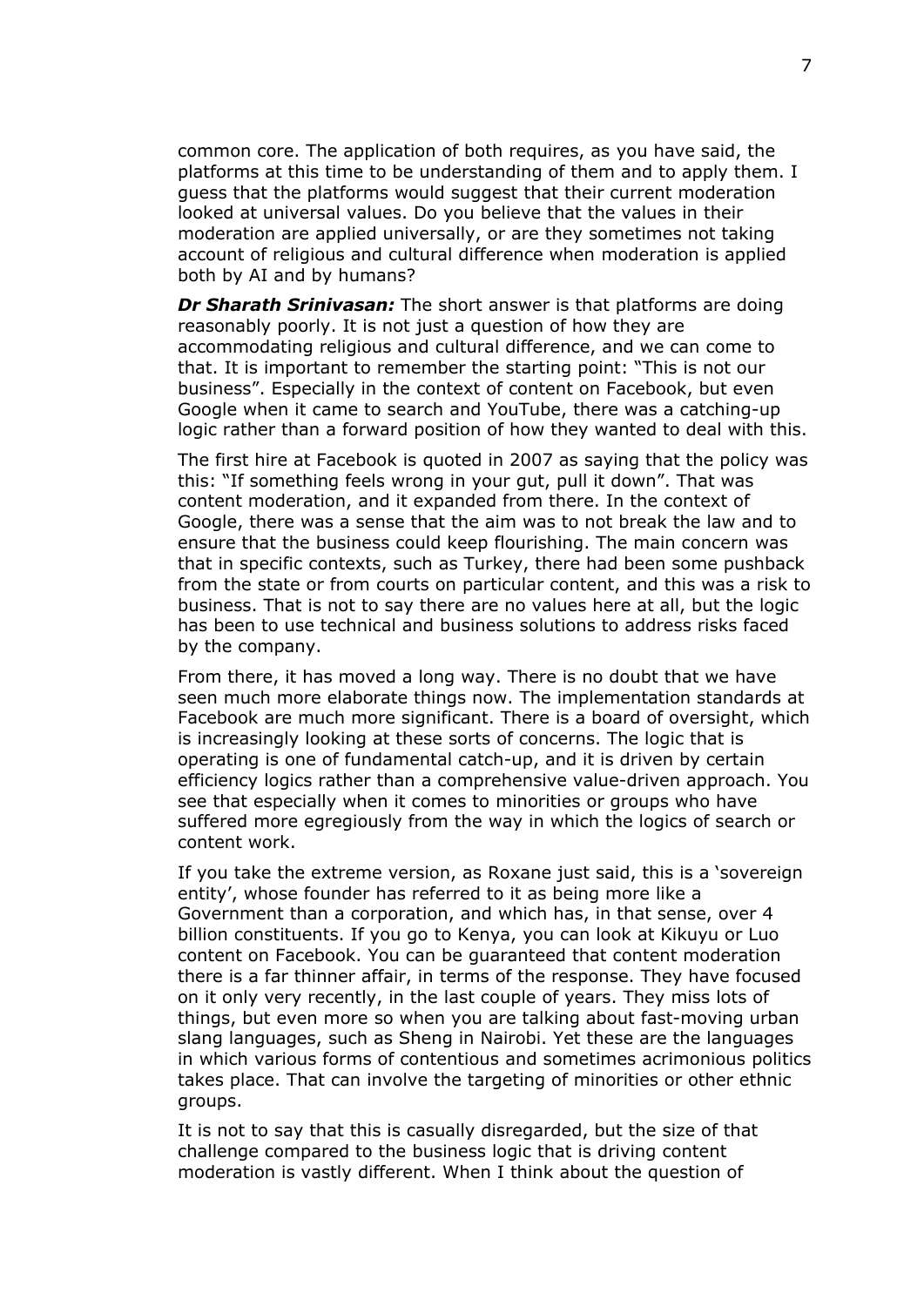common core. The application of both requires, as you have said, the platforms at this time to be understanding of them and to apply them. I guess that the platforms would suggest that their current moderation looked at universal values. Do you believe that the values in their moderation are applied universally, or are they sometimes not taking account of religious and cultural difference when moderation is applied both by AI and by humans?

***Dr Sharath Srinivasan:*** The short answer is that platforms are doing reasonably poorly. It is not just a question of how they are accommodating religious and cultural difference, and we can come to that. It is important to remember the starting point: "This is not our business". Especially in the context of content on Facebook, but even Google when it came to search and YouTube, there was a catching-up logic rather than a forward position of how they wanted to deal with this.

The first hire at Facebook is quoted in 2007 as saying that the policy was this: "If something feels wrong in your gut, pull it down". That was content moderation, and it expanded from there. In the context of Google, there was a sense that the aim was to not break the law and to ensure that the business could keep flourishing. The main concern was that in specific contexts, such as Turkey, there had been some pushback from the state or from courts on particular content, and this was a risk to business. That is not to say there are no values here at all, but the logic has been to use technical and business solutions to address risks faced by the company.

From there, it has moved a long way. There is no doubt that we have seen much more elaborate things now. The implementation standards at Facebook are much more significant. There is a board of oversight, which is increasingly looking at these sorts of concerns. The logic that is operating is one of fundamental catch-up, and it is driven by certain efficiency logics rather than a comprehensive value-driven approach. You see that especially when it comes to minorities or groups who have suffered more egregiously from the way in which the logics of search or content work.

If you take the extreme version, as Roxane just said, this is a 'sovereign entity', whose founder has referred to it as being more like a Government than a corporation, and which has, in that sense, over 4 billion constituents. If you go to Kenya, you can look at Kikuyu or Luo content on Facebook. You can be guaranteed that content moderation there is a far thinner affair, in terms of the response. They have focused on it only very recently, in the last couple of years. They miss lots of things, but even more so when you are talking about fast-moving urban slang languages, such as Sheng in Nairobi. Yet these are the languages in which various forms of contentious and sometimes acrimonious politics takes place. That can involve the targeting of minorities or other ethnic groups.

It is not to say that this is casually disregarded, but the size of that challenge compared to the business logic that is driving content moderation is vastly different. When I think about the question of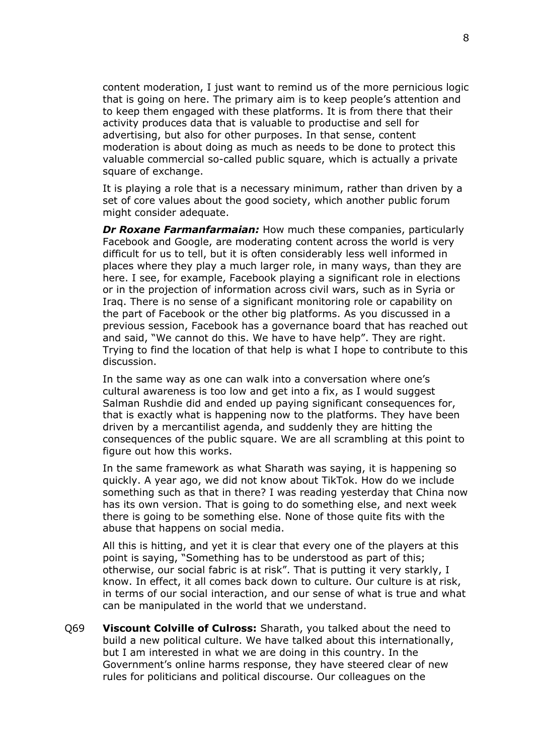content moderation, I just want to remind us of the more pernicious logic that is going on here. The primary aim is to keep people's attention and to keep them engaged with these platforms. It is from there that their activity produces data that is valuable to productise and sell for advertising, but also for other purposes. In that sense, content moderation is about doing as much as needs to be done to protect this valuable commercial so-called public square, which is actually a private square of exchange.

It is playing a role that is a necessary minimum, rather than driven by a set of core values about the good society, which another public forum might consider adequate.

***Dr Roxane Farmanfarmaian:*** How much these companies, particularly Facebook and Google, are moderating content across the world is very difficult for us to tell, but it is often considerably less well informed in places where they play a much larger role, in many ways, than they are here. I see, for example, Facebook playing a significant role in elections or in the projection of information across civil wars, such as in Syria or Iraq. There is no sense of a significant monitoring role or capability on the part of Facebook or the other big platforms. As you discussed in a previous session, Facebook has a governance board that has reached out and said, "We cannot do this. We have to have help". They are right. Trying to find the location of that help is what I hope to contribute to this discussion.

In the same way as one can walk into a conversation where one's cultural awareness is too low and get into a fix, as I would suggest Salman Rushdie did and ended up paying significant consequences for, that is exactly what is happening now to the platforms. They have been driven by a mercantilist agenda, and suddenly they are hitting the consequences of the public square. We are all scrambling at this point to figure out how this works.

In the same framework as what Sharath was saying, it is happening so quickly. A year ago, we did not know about TikTok. How do we include something such as that in there? I was reading yesterday that China now has its own version. That is going to do something else, and next week there is going to be something else. None of those quite fits with the abuse that happens on social media.

All this is hitting, and yet it is clear that every one of the players at this point is saying, "Something has to be understood as part of this; otherwise, our social fabric is at risk". That is putting it very starkly, I know. In effect, it all comes back down to culture. Our culture is at risk, in terms of our social interaction, and our sense of what is true and what can be manipulated in the world that we understand.

Q69 **Viscount Colville of Culross:** Sharath, you talked about the need to build a new political culture. We have talked about this internationally, but I am interested in what we are doing in this country. In the Government's online harms response, they have steered clear of new rules for politicians and political discourse. Our colleagues on the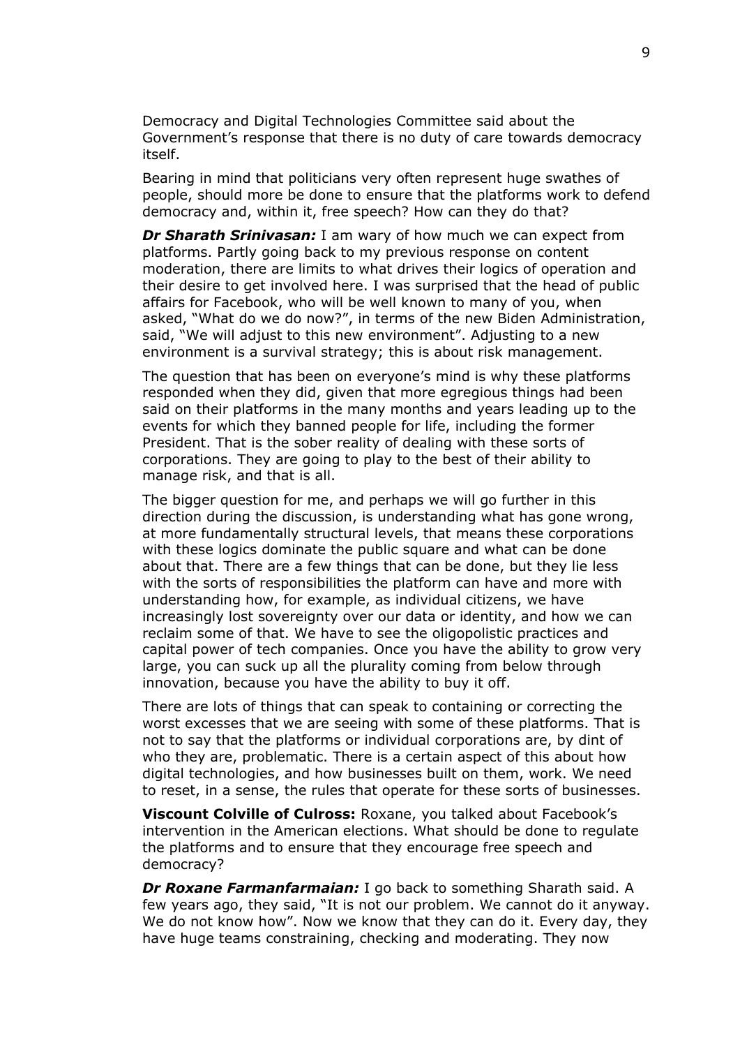Democracy and Digital Technologies Committee said about the Government's response that there is no duty of care towards democracy itself.

Bearing in mind that politicians very often represent huge swathes of people, should more be done to ensure that the platforms work to defend democracy and, within it, free speech? How can they do that?

***Dr Sharath Srinivasan:*** I am wary of how much we can expect from platforms. Partly going back to my previous response on content moderation, there are limits to what drives their logics of operation and their desire to get involved here. I was surprised that the head of public affairs for Facebook, who will be well known to many of you, when asked, "What do we do now?", in terms of the new Biden Administration, said, "We will adjust to this new environment". Adjusting to a new environment is a survival strategy; this is about risk management.

The question that has been on everyone's mind is why these platforms responded when they did, given that more egregious things had been said on their platforms in the many months and years leading up to the events for which they banned people for life, including the former President. That is the sober reality of dealing with these sorts of corporations. They are going to play to the best of their ability to manage risk, and that is all.

The bigger question for me, and perhaps we will go further in this direction during the discussion, is understanding what has gone wrong, at more fundamentally structural levels, that means these corporations with these logics dominate the public square and what can be done about that. There are a few things that can be done, but they lie less with the sorts of responsibilities the platform can have and more with understanding how, for example, as individual citizens, we have increasingly lost sovereignty over our data or identity, and how we can reclaim some of that. We have to see the oligopolistic practices and capital power of tech companies. Once you have the ability to grow very large, you can suck up all the plurality coming from below through innovation, because you have the ability to buy it off.

There are lots of things that can speak to containing or correcting the worst excesses that we are seeing with some of these platforms. That is not to say that the platforms or individual corporations are, by dint of who they are, problematic. There is a certain aspect of this about how digital technologies, and how businesses built on them, work. We need to reset, in a sense, the rules that operate for these sorts of businesses.

**Viscount Colville of Culross:** Roxane, you talked about Facebook's intervention in the American elections. What should be done to regulate the platforms and to ensure that they encourage free speech and democracy?

***Dr Roxane Farmanfarmaian:*** I go back to something Sharath said. A few years ago, they said, "It is not our problem. We cannot do it anyway. We do not know how". Now we know that they can do it. Every day, they have huge teams constraining, checking and moderating. They now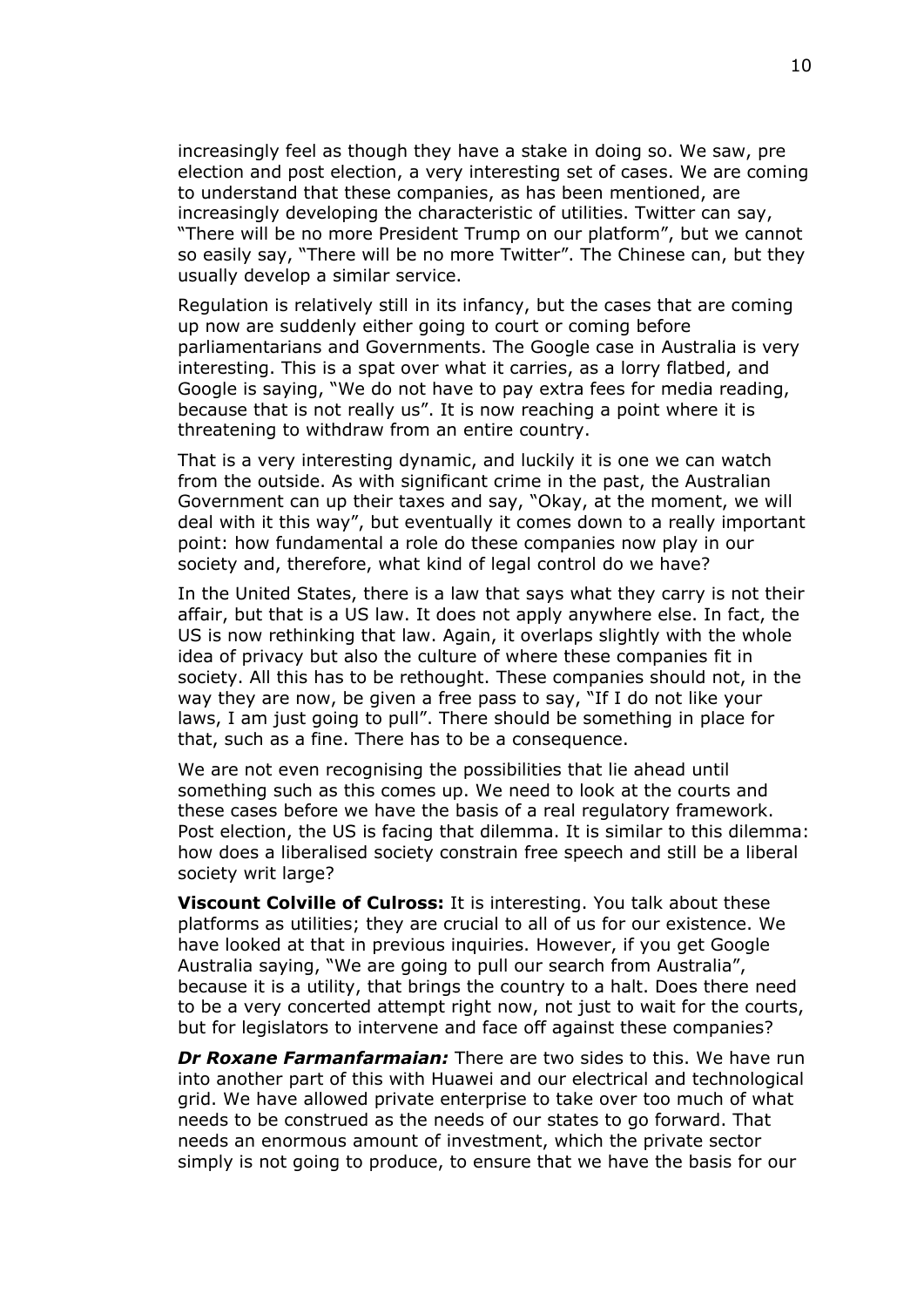increasingly feel as though they have a stake in doing so. We saw, pre election and post election, a very interesting set of cases. We are coming to understand that these companies, as has been mentioned, are increasingly developing the characteristic of utilities. Twitter can say, "There will be no more President Trump on our platform", but we cannot so easily say, "There will be no more Twitter". The Chinese can, but they usually develop a similar service.

Regulation is relatively still in its infancy, but the cases that are coming up now are suddenly either going to court or coming before parliamentarians and Governments. The Google case in Australia is very interesting. This is a spat over what it carries, as a lorry flatbed, and Google is saying, "We do not have to pay extra fees for media reading, because that is not really us". It is now reaching a point where it is threatening to withdraw from an entire country.

That is a very interesting dynamic, and luckily it is one we can watch from the outside. As with significant crime in the past, the Australian Government can up their taxes and say, "Okay, at the moment, we will deal with it this way", but eventually it comes down to a really important point: how fundamental a role do these companies now play in our society and, therefore, what kind of legal control do we have?

In the United States, there is a law that says what they carry is not their affair, but that is a US law. It does not apply anywhere else. In fact, the US is now rethinking that law. Again, it overlaps slightly with the whole idea of privacy but also the culture of where these companies fit in society. All this has to be rethought. These companies should not, in the way they are now, be given a free pass to say, "If I do not like your laws, I am just going to pull". There should be something in place for that, such as a fine. There has to be a consequence.

We are not even recognising the possibilities that lie ahead until something such as this comes up. We need to look at the courts and these cases before we have the basis of a real regulatory framework. Post election, the US is facing that dilemma. It is similar to this dilemma: how does a liberalised society constrain free speech and still be a liberal society writ large?

**Viscount Colville of Culross:** It is interesting. You talk about these platforms as utilities; they are crucial to all of us for our existence. We have looked at that in previous inquiries. However, if you get Google Australia saying, "We are going to pull our search from Australia", because it is a utility, that brings the country to a halt. Does there need to be a very concerted attempt right now, not just to wait for the courts, but for legislators to intervene and face off against these companies?

***Dr Roxane Farmanfarmaian:*** There are two sides to this. We have run into another part of this with Huawei and our electrical and technological grid. We have allowed private enterprise to take over too much of what needs to be construed as the needs of our states to go forward. That needs an enormous amount of investment, which the private sector simply is not going to produce, to ensure that we have the basis for our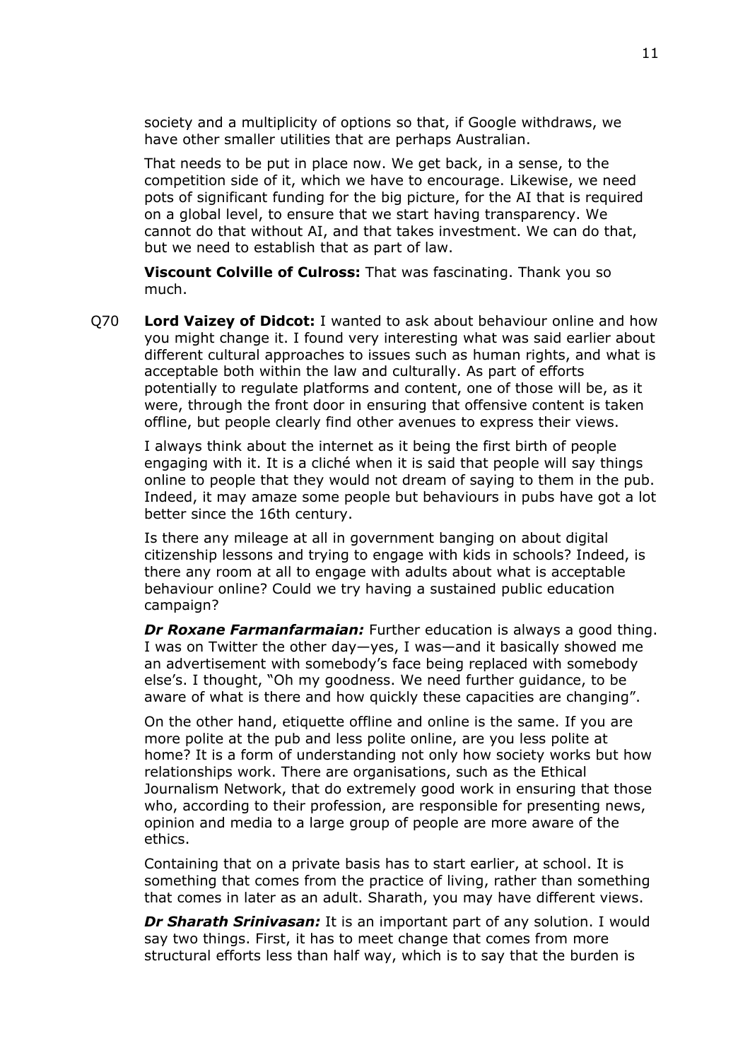society and a multiplicity of options so that, if Google withdraws, we have other smaller utilities that are perhaps Australian.

That needs to be put in place now. We get back, in a sense, to the competition side of it, which we have to encourage. Likewise, we need pots of significant funding for the big picture, for the AI that is required on a global level, to ensure that we start having transparency. We cannot do that without AI, and that takes investment. We can do that, but we need to establish that as part of law.

**Viscount Colville of Culross:** That was fascinating. Thank you so much.

Q70 **Lord Vaizey of Didcot:** I wanted to ask about behaviour online and how you might change it. I found very interesting what was said earlier about different cultural approaches to issues such as human rights, and what is acceptable both within the law and culturally. As part of efforts potentially to regulate platforms and content, one of those will be, as it were, through the front door in ensuring that offensive content is taken offline, but people clearly find other avenues to express their views.

I always think about the internet as it being the first birth of people engaging with it. It is a cliché when it is said that people will say things online to people that they would not dream of saying to them in the pub. Indeed, it may amaze some people but behaviours in pubs have got a lot better since the 16th century.

Is there any mileage at all in government banging on about digital citizenship lessons and trying to engage with kids in schools? Indeed, is there any room at all to engage with adults about what is acceptable behaviour online? Could we try having a sustained public education campaign?

***Dr Roxane Farmanfarmaian:*** Further education is always a good thing. I was on Twitter the other day—yes, I was—and it basically showed me an advertisement with somebody's face being replaced with somebody else's. I thought, "Oh my goodness. We need further guidance, to be aware of what is there and how quickly these capacities are changing".

On the other hand, etiquette offline and online is the same. If you are more polite at the pub and less polite online, are you less polite at home? It is a form of understanding not only how society works but how relationships work. There are organisations, such as the Ethical Journalism Network, that do extremely good work in ensuring that those who, according to their profession, are responsible for presenting news, opinion and media to a large group of people are more aware of the ethics.

Containing that on a private basis has to start earlier, at school. It is something that comes from the practice of living, rather than something that comes in later as an adult. Sharath, you may have different views.

***Dr Sharath Srinivasan:*** It is an important part of any solution. I would say two things. First, it has to meet change that comes from more structural efforts less than half way, which is to say that the burden is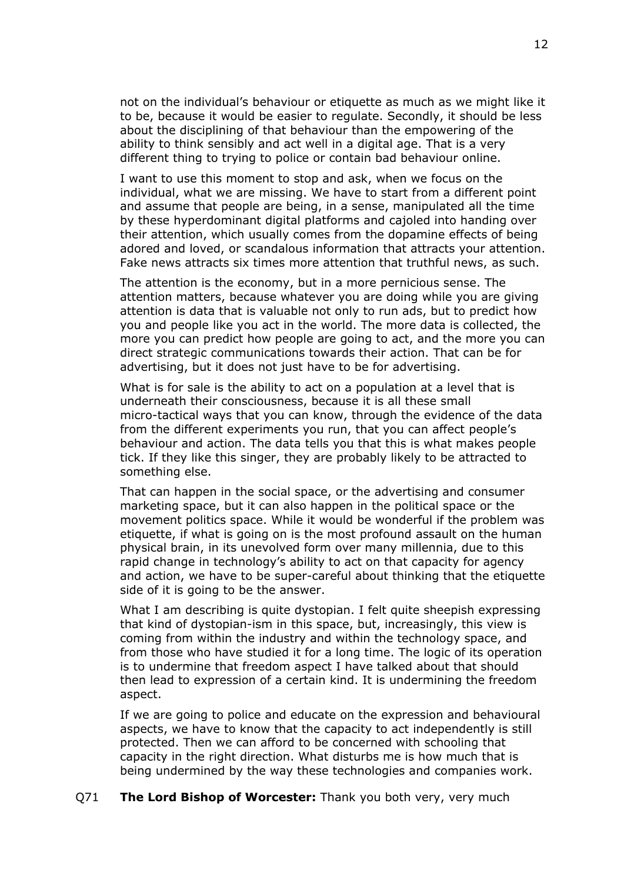not on the individual's behaviour or etiquette as much as we might like it to be, because it would be easier to regulate. Secondly, it should be less about the disciplining of that behaviour than the empowering of the ability to think sensibly and act well in a digital age. That is a very different thing to trying to police or contain bad behaviour online.

I want to use this moment to stop and ask, when we focus on the individual, what we are missing. We have to start from a different point and assume that people are being, in a sense, manipulated all the time by these hyperdominant digital platforms and cajoled into handing over their attention, which usually comes from the dopamine effects of being adored and loved, or scandalous information that attracts your attention. Fake news attracts six times more attention that truthful news, as such.

The attention is the economy, but in a more pernicious sense. The attention matters, because whatever you are doing while you are giving attention is data that is valuable not only to run ads, but to predict how you and people like you act in the world. The more data is collected, the more you can predict how people are going to act, and the more you can direct strategic communications towards their action. That can be for advertising, but it does not just have to be for advertising.

What is for sale is the ability to act on a population at a level that is underneath their consciousness, because it is all these small micro-tactical ways that you can know, through the evidence of the data from the different experiments you run, that you can affect people's behaviour and action. The data tells you that this is what makes people tick. If they like this singer, they are probably likely to be attracted to something else.

That can happen in the social space, or the advertising and consumer marketing space, but it can also happen in the political space or the movement politics space. While it would be wonderful if the problem was etiquette, if what is going on is the most profound assault on the human physical brain, in its unevolved form over many millennia, due to this rapid change in technology's ability to act on that capacity for agency and action, we have to be super-careful about thinking that the etiquette side of it is going to be the answer.

What I am describing is quite dystopian. I felt quite sheepish expressing that kind of dystopian-ism in this space, but, increasingly, this view is coming from within the industry and within the technology space, and from those who have studied it for a long time. The logic of its operation is to undermine that freedom aspect I have talked about that should then lead to expression of a certain kind. It is undermining the freedom aspect.

If we are going to police and educate on the expression and behavioural aspects, we have to know that the capacity to act independently is still protected. Then we can afford to be concerned with schooling that capacity in the right direction. What disturbs me is how much that is being undermined by the way these technologies and companies work.

Q71 **The Lord Bishop of Worcester:** Thank you both very, very much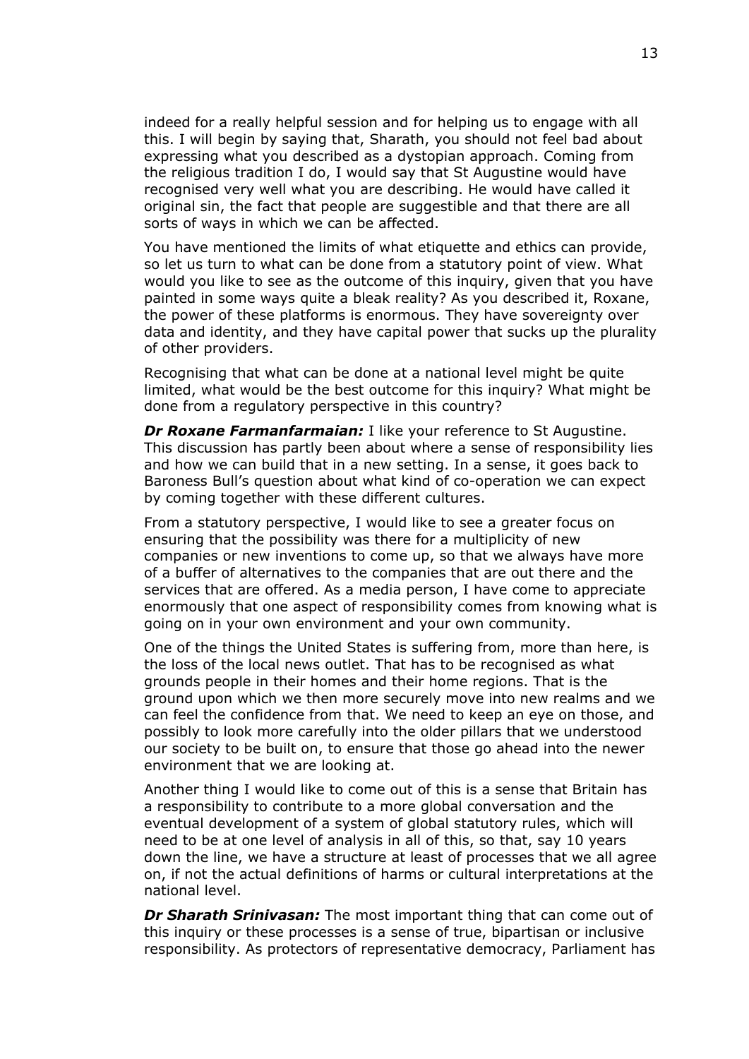indeed for a really helpful session and for helping us to engage with all this. I will begin by saying that, Sharath, you should not feel bad about expressing what you described as a dystopian approach. Coming from the religious tradition I do, I would say that St Augustine would have recognised very well what you are describing. He would have called it original sin, the fact that people are suggestible and that there are all sorts of ways in which we can be affected.

You have mentioned the limits of what etiquette and ethics can provide, so let us turn to what can be done from a statutory point of view. What would you like to see as the outcome of this inquiry, given that you have painted in some ways quite a bleak reality? As you described it, Roxane, the power of these platforms is enormous. They have sovereignty over data and identity, and they have capital power that sucks up the plurality of other providers.

Recognising that what can be done at a national level might be quite limited, what would be the best outcome for this inquiry? What might be done from a regulatory perspective in this country?

***Dr Roxane Farmanfarmaian:*** I like your reference to St Augustine. This discussion has partly been about where a sense of responsibility lies and how we can build that in a new setting. In a sense, it goes back to Baroness Bull's question about what kind of co-operation we can expect by coming together with these different cultures.

From a statutory perspective, I would like to see a greater focus on ensuring that the possibility was there for a multiplicity of new companies or new inventions to come up, so that we always have more of a buffer of alternatives to the companies that are out there and the services that are offered. As a media person, I have come to appreciate enormously that one aspect of responsibility comes from knowing what is going on in your own environment and your own community.

One of the things the United States is suffering from, more than here, is the loss of the local news outlet. That has to be recognised as what grounds people in their homes and their home regions. That is the ground upon which we then more securely move into new realms and we can feel the confidence from that. We need to keep an eye on those, and possibly to look more carefully into the older pillars that we understood our society to be built on, to ensure that those go ahead into the newer environment that we are looking at.

Another thing I would like to come out of this is a sense that Britain has a responsibility to contribute to a more global conversation and the eventual development of a system of global statutory rules, which will need to be at one level of analysis in all of this, so that, say 10 years down the line, we have a structure at least of processes that we all agree on, if not the actual definitions of harms or cultural interpretations at the national level.

***Dr Sharath Srinivasan:*** The most important thing that can come out of this inquiry or these processes is a sense of true, bipartisan or inclusive responsibility. As protectors of representative democracy, Parliament has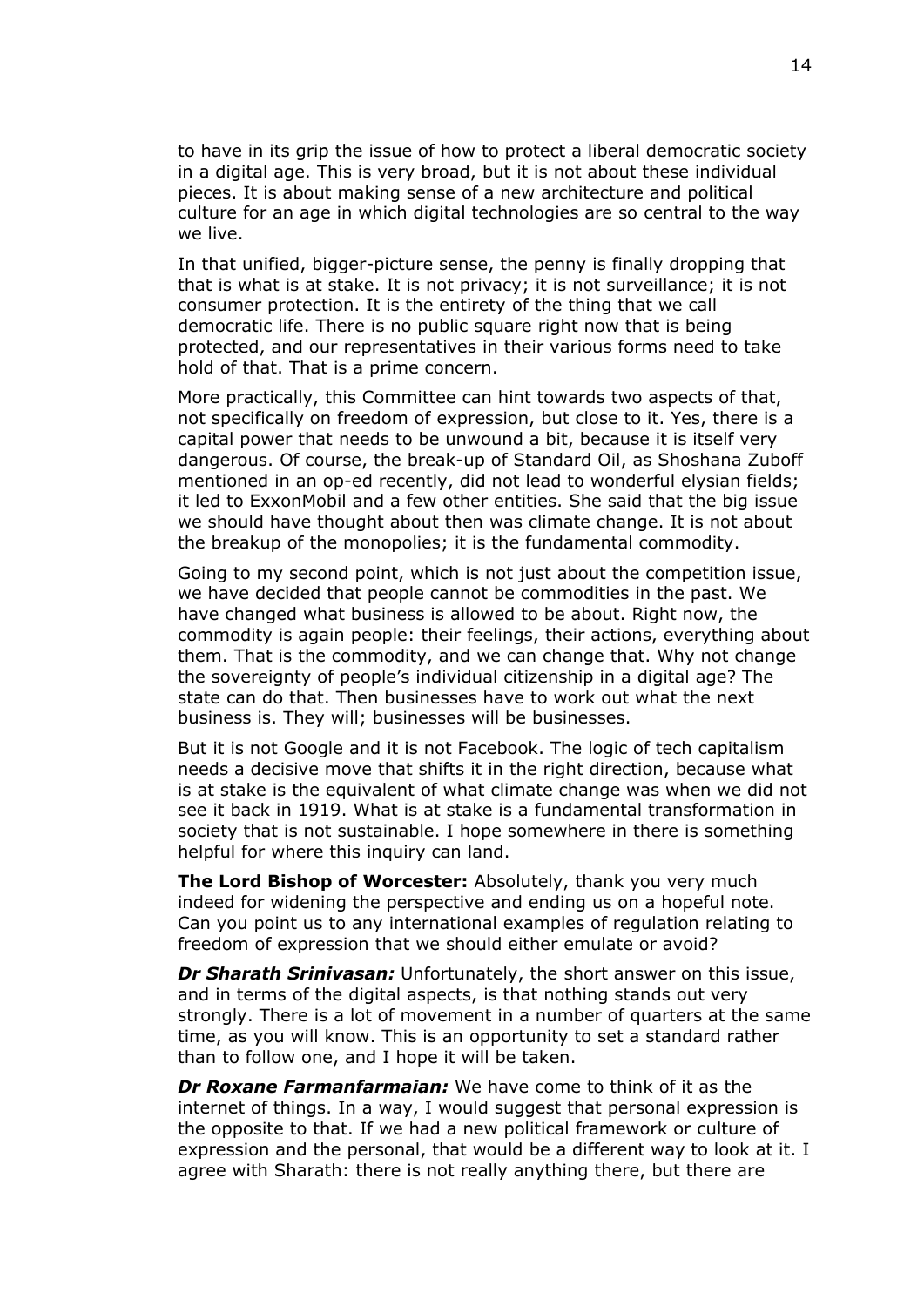to have in its grip the issue of how to protect a liberal democratic society in a digital age. This is very broad, but it is not about these individual pieces. It is about making sense of a new architecture and political culture for an age in which digital technologies are so central to the way we live.

In that unified, bigger-picture sense, the penny is finally dropping that that is what is at stake. It is not privacy; it is not surveillance; it is not consumer protection. It is the entirety of the thing that we call democratic life. There is no public square right now that is being protected, and our representatives in their various forms need to take hold of that. That is a prime concern.

More practically, this Committee can hint towards two aspects of that, not specifically on freedom of expression, but close to it. Yes, there is a capital power that needs to be unwound a bit, because it is itself very dangerous. Of course, the break-up of Standard Oil, as Shoshana Zuboff mentioned in an op-ed recently, did not lead to wonderful elysian fields; it led to ExxonMobil and a few other entities. She said that the big issue we should have thought about then was climate change. It is not about the breakup of the monopolies; it is the fundamental commodity.

Going to my second point, which is not just about the competition issue, we have decided that people cannot be commodities in the past. We have changed what business is allowed to be about. Right now, the commodity is again people: their feelings, their actions, everything about them. That is the commodity, and we can change that. Why not change the sovereignty of people's individual citizenship in a digital age? The state can do that. Then businesses have to work out what the next business is. They will; businesses will be businesses.

But it is not Google and it is not Facebook. The logic of tech capitalism needs a decisive move that shifts it in the right direction, because what is at stake is the equivalent of what climate change was when we did not see it back in 1919. What is at stake is a fundamental transformation in society that is not sustainable. I hope somewhere in there is something helpful for where this inquiry can land.

**The Lord Bishop of Worcester:** Absolutely, thank you very much indeed for widening the perspective and ending us on a hopeful note. Can you point us to any international examples of regulation relating to freedom of expression that we should either emulate or avoid?

***Dr Sharath Srinivasan:*** Unfortunately, the short answer on this issue, and in terms of the digital aspects, is that nothing stands out very strongly. There is a lot of movement in a number of quarters at the same time, as you will know. This is an opportunity to set a standard rather than to follow one, and I hope it will be taken.

***Dr Roxane Farmanfarmaian:*** We have come to think of it as the internet of things. In a way, I would suggest that personal expression is the opposite to that. If we had a new political framework or culture of expression and the personal, that would be a different way to look at it. I agree with Sharath: there is not really anything there, but there are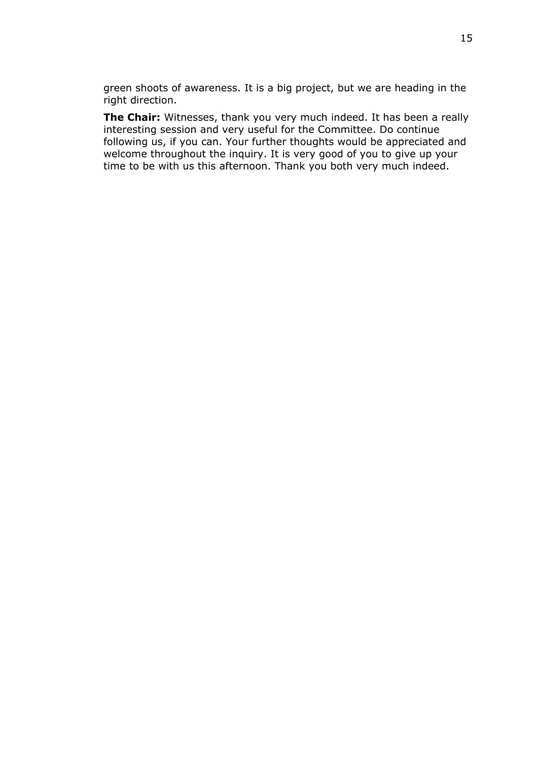green shoots of awareness. It is a big project, but we are heading in the right direction.

**The Chair:** Witnesses, thank you very much indeed. It has been a really interesting session and very useful for the Committee. Do continue following us, if you can. Your further thoughts would be appreciated and welcome throughout the inquiry. It is very good of you to give up your time to be with us this afternoon. Thank you both very much indeed.